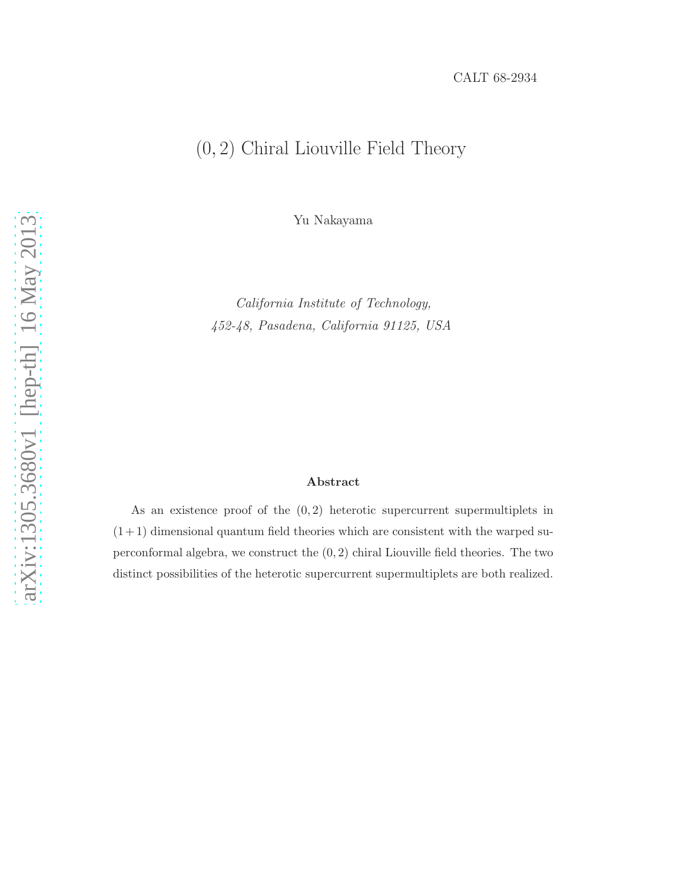CALT 68-2934

# (0, 2) Chiral Liouville Field Theory

Yu Nakayama

*California Institute of Technology,*
*452-48, Pasadena, California 91125, USA*

### Abstract

As an existence proof of the (0, 2) heterotic supercurrent supermultiplets in (1+1) dimensional quantum field theories which are consistent with the warped superconformal algebra, we construct the (0, 2) chiral Liouville field theories. The two distinct possibilities of the heterotic supercurrent supermultiplets are both realized.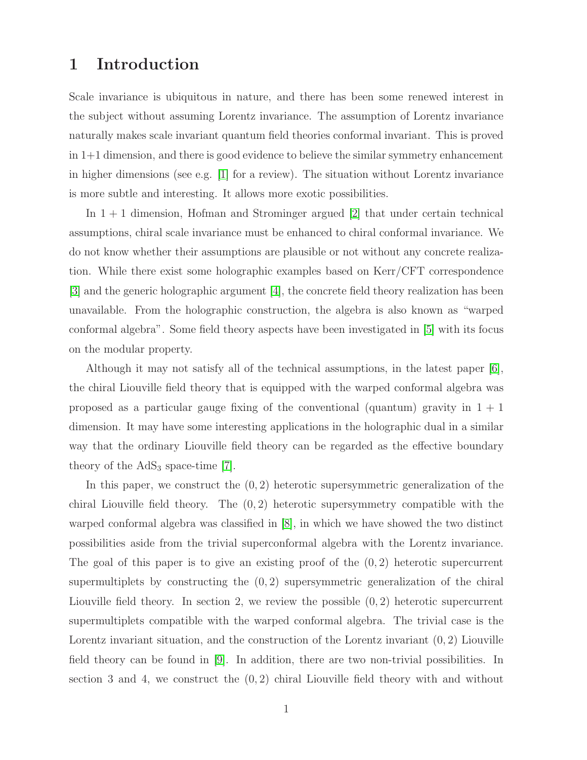# 1 Introduction

Scale invariance is ubiquitous in nature, and there has been some renewed interest in the subject without assuming Lorentz invariance. The assumption of Lorentz invariance naturally makes scale invariant quantum field theories conformal invariant. This is proved in 1+1 dimension, and there is good evidence to believe the similar symmetry enhancement in higher dimensions (see e.g. [1] for a review). The situation without Lorentz invariance is more subtle and interesting. It allows more exotic possibilities.

In $1+1$ dimension, Hofman and Strominger argued [2] that under certain technical assumptions, chiral scale invariance must be enhanced to chiral conformal invariance. We do not know whether their assumptions are plausible or not without any concrete realization. While there exist some holographic examples based on Kerr/CFT correspondence [3] and the generic holographic argument [4], the concrete field theory realization has been unavailable. From the holographic construction, the algebra is also known as "warped conformal algebra". Some field theory aspects have been investigated in [5] with its focus on the modular property.

Although it may not satisfy all of the technical assumptions, in the latest paper [6], the chiral Liouville field theory that is equipped with the warped conformal algebra was proposed as a particular gauge fixing of the conventional (quantum) gravity in $1+1$ dimension. It may have some interesting applications in the holographic dual in a similar way that the ordinary Liouville field theory can be regarded as the effective boundary theory of the $\mathrm{AdS}_3$ space-time [7].

In this paper, we construct the $(0,2)$ heterotic supersymmetric generalization of the chiral Liouville field theory. The $(0,2)$ heterotic supersymmetry compatible with the warped conformal algebra was classified in [8], in which we have showed the two distinct possibilities aside from the trivial superconformal algebra with the Lorentz invariance. The goal of this paper is to give an existing proof of the $(0,2)$ heterotic supercurrent supermultiplets by constructing the $(0,2)$ supersymmetric generalization of the chiral Liouville field theory. In section 2, we review the possible $(0,2)$ heterotic supercurrent supermultiplets compatible with the warped conformal algebra. The trivial case is the Lorentz invariant situation, and the construction of the Lorentz invariant $(0,2)$ Liouville field theory can be found in [9]. In addition, there are two non-trivial possibilities. In section 3 and 4, we construct the $(0,2)$ chiral Liouville field theory with and without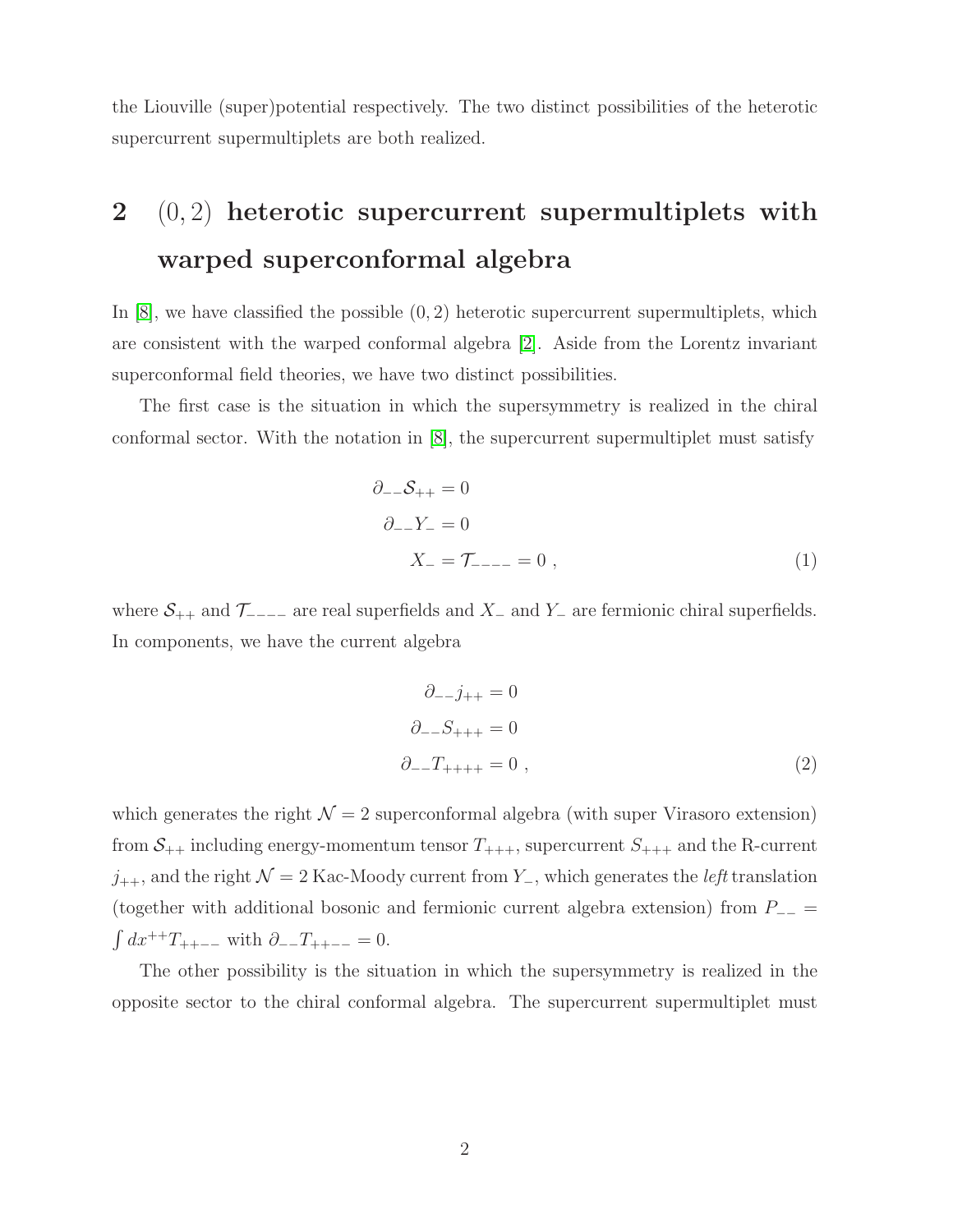the Liouville (super)potential respectively. The two distinct possibilities of the heterotic supercurrent supermultiplets are both realized.

## 2 $(0,2)$ heterotic supercurrent supermultiplets with warped superconformal algebra

In [8], we have classified the possible $(0,2)$ heterotic supercurrent supermultiplets, which are consistent with the warped conformal algebra [2]. Aside from the Lorentz invariant superconformal field theories, we have two distinct possibilities.

The first case is the situation in which the supersymmetry is realized in the chiral conformal sector. With the notation in [8], the supercurrent supermultiplet must satisfy

$$
\begin{aligned}
\partial_{--}\mathcal{S}_{++} &= 0 \\
\partial_{--}Y_{-} &= 0 \\
X_{-} = \mathcal{T}_{----} &= 0 \ ,
\end{aligned}
\tag{1}
$$

where $\mathcal{S}_{++}$ and $\mathcal{T}_{----}$ are real superfields and $X_{-}$ and $Y_{-}$ are fermionic chiral superfields. In components, we have the current algebra

$$
\begin{aligned}
\partial_{--}j_{++} &= 0 \\
\partial_{--}S_{+++} &= 0 \\
\partial_{--}T_{++++} &= 0 \ ,
\end{aligned}
\tag{2}
$$

which generates the right $\mathcal{N}=2$ superconformal algebra (with super Virasoro extension) from $\mathcal{S}_{++}$ including energy-momentum tensor $T_{+++}$, supercurrent $S_{+++}$ and the R-current $j_{++}$, and the right $\mathcal{N}=2$ Kac-Moody current from $Y_{-}$, which generates the *left* translation (together with additional bosonic and fermionic current algebra extension) from $P_{--} = \int dx^{++}T_{++--}$ with $\partial_{--}T_{++--} = 0$.

The other possibility is the situation in which the supersymmetry is realized in the opposite sector to the chiral conformal algebra. The supercurrent supermultiplet must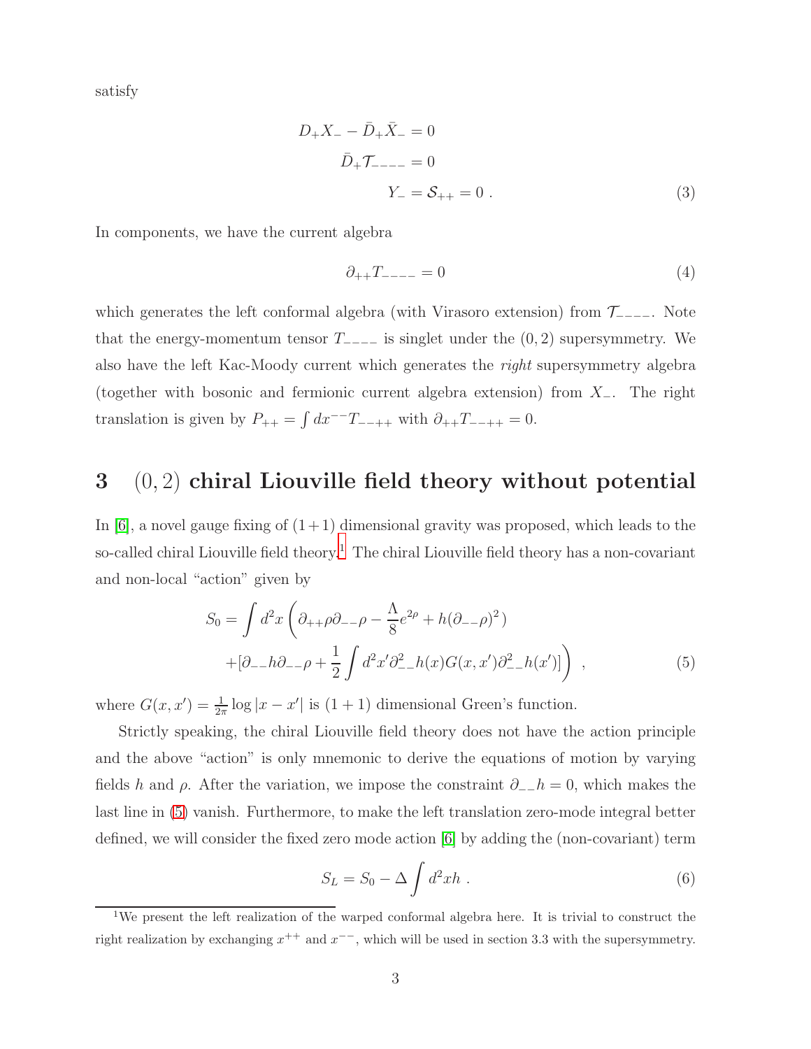satisfy

$$
\begin{aligned}
D_+X_- - \bar{D}_+\bar{X}_- &= 0 \\
\bar{D}_+\mathcal{T}_{----} &= 0 \\
Y_- = \mathcal{S}_{++} &= 0 \ . 
\end{aligned}
\tag{3}
$$

In components, we have the current algebra

$$
\partial_{++}T_{----} = 0 \tag{4}
$$

which generates the left conformal algebra (with Virasoro extension) from $\mathcal{T}_{----}$. Note that the energy-momentum tensor $T_{----}$ is singlet under the $(0,2)$ supersymmetry. We also have the left Kac-Moody current which generates the *right* supersymmetry algebra (together with bosonic and fermionic current algebra extension) from $X_-$. The right translation is given by $P_{++} = \int dx^{--} T_{--++}$ with $\partial_{++}T_{--++} = 0$.

## 3 $(0,2)$ chiral Liouville field theory without potential

In [6], a novel gauge fixing of $(1+1)$ dimensional gravity was proposed, which leads to the so-called chiral Liouville field theory.[1] The chiral Liouville field theory has a non-covariant and non-local "action" given by

$$
\begin{aligned}
S_0 = \int d^2x \bigg( & \partial_{++}\rho\partial_{--}\rho - \frac{\Lambda}{8}e^{2\rho} + h(\partial_{--}\rho)^2 ) \\
& + [\partial_{--}h\partial_{--}\rho + \frac{1}{2}\int d^2x' \partial_{--}^2 h(x) G(x,x') \partial_{--}^2 h(x')] \bigg) \ ,
\end{aligned}
\tag{5}
$$

where $G(x,x') = \frac{1}{2\pi}\log|x-x'|$ is $(1+1)$ dimensional Green's function.

Strictly speaking, the chiral Liouville field theory does not have the action principle and the above "action" is only mnemonic to derive the equations of motion by varying fields $h$ and $\rho$. After the variation, we impose the constraint $\partial_{--}h = 0$, which makes the last line in (5) vanish. Furthermore, to make the left translation zero-mode integral better defined, we will consider the fixed zero mode action [6] by adding the (non-covariant) term

$$
S_L = S_0 - \Delta \int d^2x h \ . \tag{6}
$$

[1] We present the left realization of the warped conformal algebra here. It is trivial to construct the right realization by exchanging $x^{++}$ and $x^{--}$, which will be used in section 3.3 with the supersymmetry.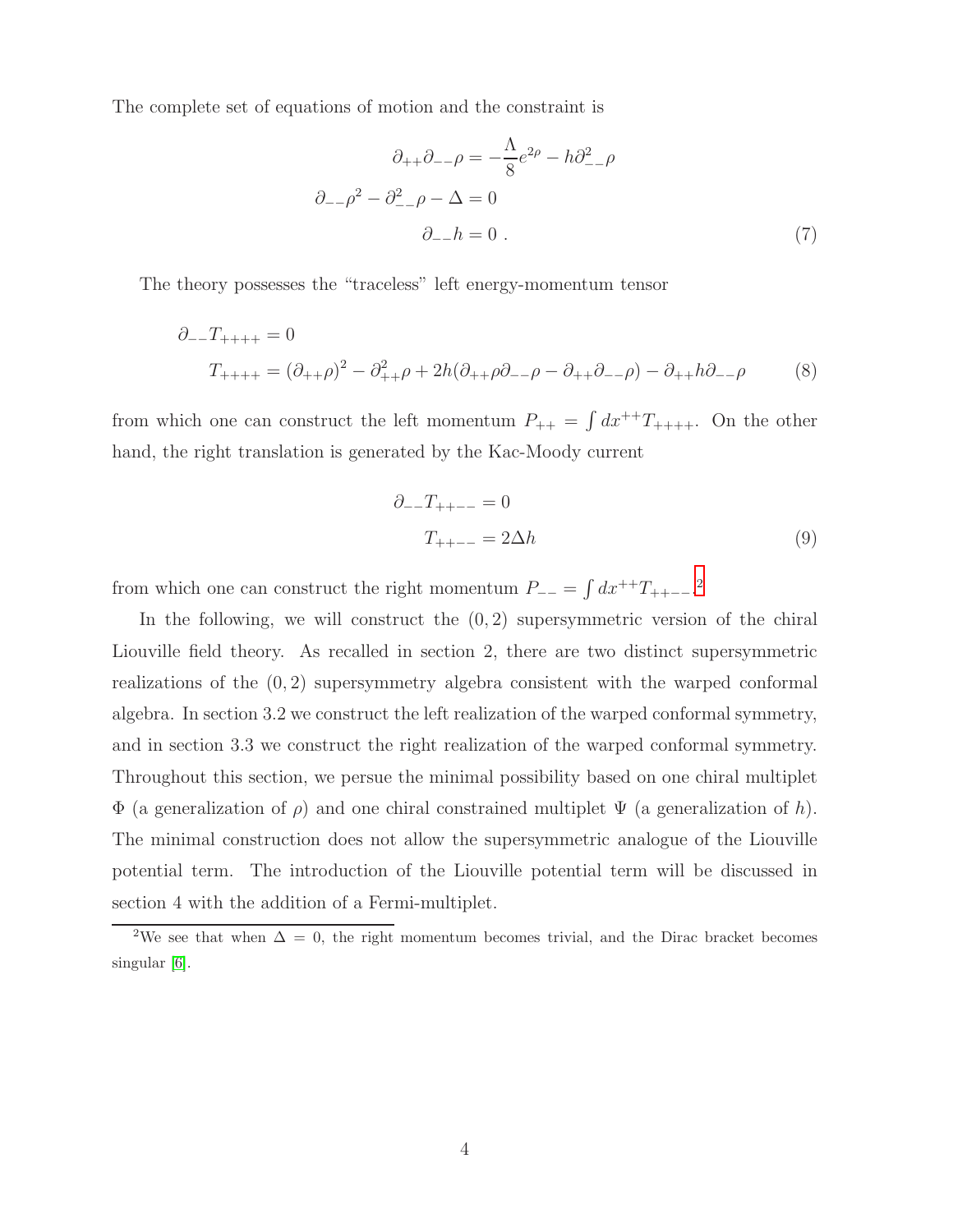The complete set of equations of motion and the constraint is

$$
\begin{aligned}
\partial_{++}\partial_{--}\rho &= -\frac{\Lambda}{8}e^{2\rho} - h\partial_{--}^2\rho \\
\partial_{--}\rho^2 - \partial_{--}^2\rho - \Delta &= 0 \\
\partial_{--}h &= 0 \ .
\end{aligned}
\tag{7}
$$

The theory possesses the "traceless" left energy-momentum tensor

$$
\begin{aligned}
&\partial_{--}T_{++++} = 0 \\
&T_{++++} = (\partial_{++}\rho)^2 - \partial_{++}^2\rho + 2h(\partial_{++}\rho\partial_{--}\rho - \partial_{++}\partial_{--}\rho) - \partial_{++}h\partial_{--}\rho
\end{aligned}
\tag{8}
$$

from which one can construct the left momentum $P_{++} = \int dx^{++}T_{++++}$. On the other hand, the right translation is generated by the Kac-Moody current

$$
\begin{aligned}
\partial_{--}T_{++--} &= 0 \\
T_{++--} &= 2\Delta h
\end{aligned}
\tag{9}
$$

from which one can construct the right momentum $P_{--} = \int dx^{++}T_{++--}$.[2]

In the following, we will construct the $(0,2)$ supersymmetric version of the chiral Liouville field theory. As recalled in section 2, there are two distinct supersymmetric realizations of the $(0,2)$ supersymmetry algebra consistent with the warped conformal algebra. In section 3.2 we construct the left realization of the warped conformal symmetry, and in section 3.3 we construct the right realization of the warped conformal symmetry. Throughout this section, we persue the minimal possibility based on one chiral multiplet $\Phi$ (a generalization of $\rho$) and one chiral constrained multiplet $\Psi$ (a generalization of $h$). The minimal construction does not allow the supersymmetric analogue of the Liouville potential term. The introduction of the Liouville potential term will be discussed in section 4 with the addition of a Fermi-multiplet.

[2] We see that when $\Delta = 0$, the right momentum becomes trivial, and the Dirac bracket becomes singular [6].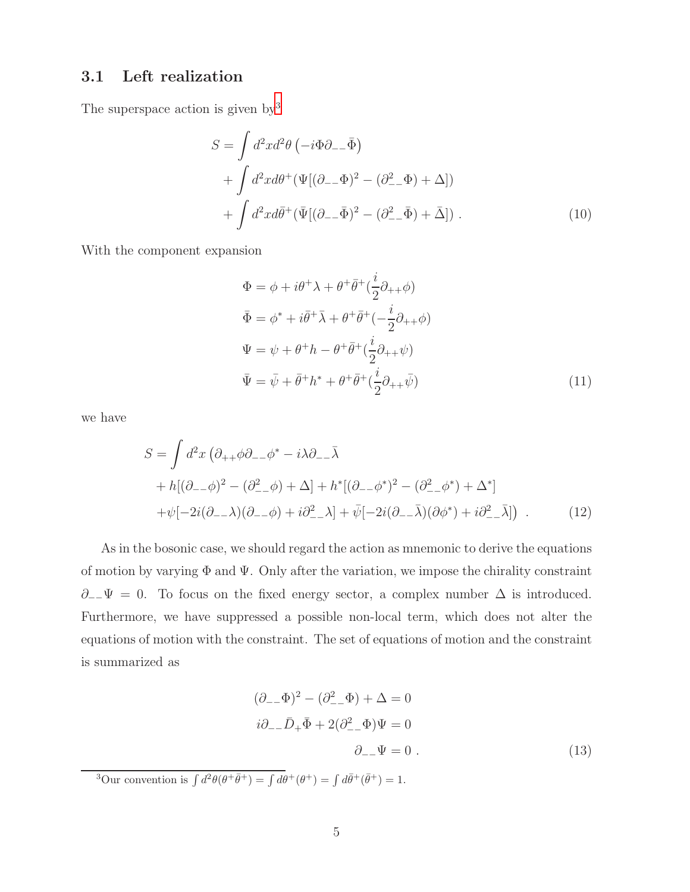### 3.1 Left realization

The superspace action is given by[3]

$$
\begin{aligned}
S = &\int d^2x d^2\theta \left(-i\Phi\partial_{--}\bar{\Phi}\right) \\
&+ \int d^2x d\theta^+ (\Psi[(\partial_{--}\Phi)^2 - (\partial_{--}^2\Phi) + \Delta]) \\
&+ \int d^2x d\bar{\theta}^+ (\bar{\Psi}[(\partial_{--}\bar{\Phi})^2 - (\partial_{--}^2\bar{\Phi}) + \bar{\Delta}]) \ . 
\end{aligned} \tag{10}
$$

With the component expansion

$$
\begin{aligned}
\Phi &= \phi + i\theta^+\lambda + \theta^+\bar{\theta}^+(\frac{i}{2}\partial_{++}\phi) \\
\bar{\Phi} &= \phi^* + i\bar{\theta}^+\bar{\lambda} + \theta^+\bar{\theta}^+(-\frac{i}{2}\partial_{++}\phi) \\
\Psi &= \psi + \theta^+ h - \theta^+\bar{\theta}^+(\frac{i}{2}\partial_{++}\psi) \\
\bar{\Psi} &= \bar{\psi} + \bar{\theta}^+ h^* + \theta^+\bar{\theta}^+(\frac{i}{2}\partial_{++}\bar{\psi})
\end{aligned} \tag{11}
$$

we have

$$
\begin{aligned}
S = \int d^2x \, &\big(\partial_{++}\phi\partial_{--}\phi^* - i\lambda\partial_{--}\bar{\lambda} \\
&+ h[(\partial_{--}\phi)^2 - (\partial_{--}^2\phi) + \Delta] + h^*[(\partial_{--}\phi^*)^2 - (\partial_{--}^2\phi^*) + \Delta^*] \\
&+ \psi[-2i(\partial_{--}\lambda)(\partial_{--}\phi) + i\partial_{--}^2\lambda] + \bar{\psi}[-2i(\partial_{--}\bar{\lambda})(\partial\phi^*) + i\partial_{--}^2\bar{\lambda}]\big) \ .
\end{aligned} \tag{12}
$$

As in the bosonic case, we should regard the action as mnemonic to derive the equations of motion by varying $\Phi$ and $\Psi$. Only after the variation, we impose the chirality constraint $\partial_{--}\Psi = 0$. To focus on the fixed energy sector, a complex number $\Delta$ is introduced. Furthermore, we have suppressed a possible non-local term, which does not alter the equations of motion with the constraint. The set of equations of motion and the constraint is summarized as

$$
\begin{aligned}
(\partial_{--}\Phi)^2 - (\partial_{--}^2\Phi) + \Delta &= 0 \\
i\partial_{--}\bar{D}_+\bar{\Phi} + 2(\partial_{--}^2\Phi)\Psi &= 0 \\
\partial_{--}\Psi &= 0 \ .
\end{aligned} \tag{13}
$$

[3] Our convention is $\int d^2\theta(\theta^+\bar{\theta}^+) = \int d\theta^+(\theta^+) = \int d\bar{\theta}^+(\bar{\theta}^+) = 1$.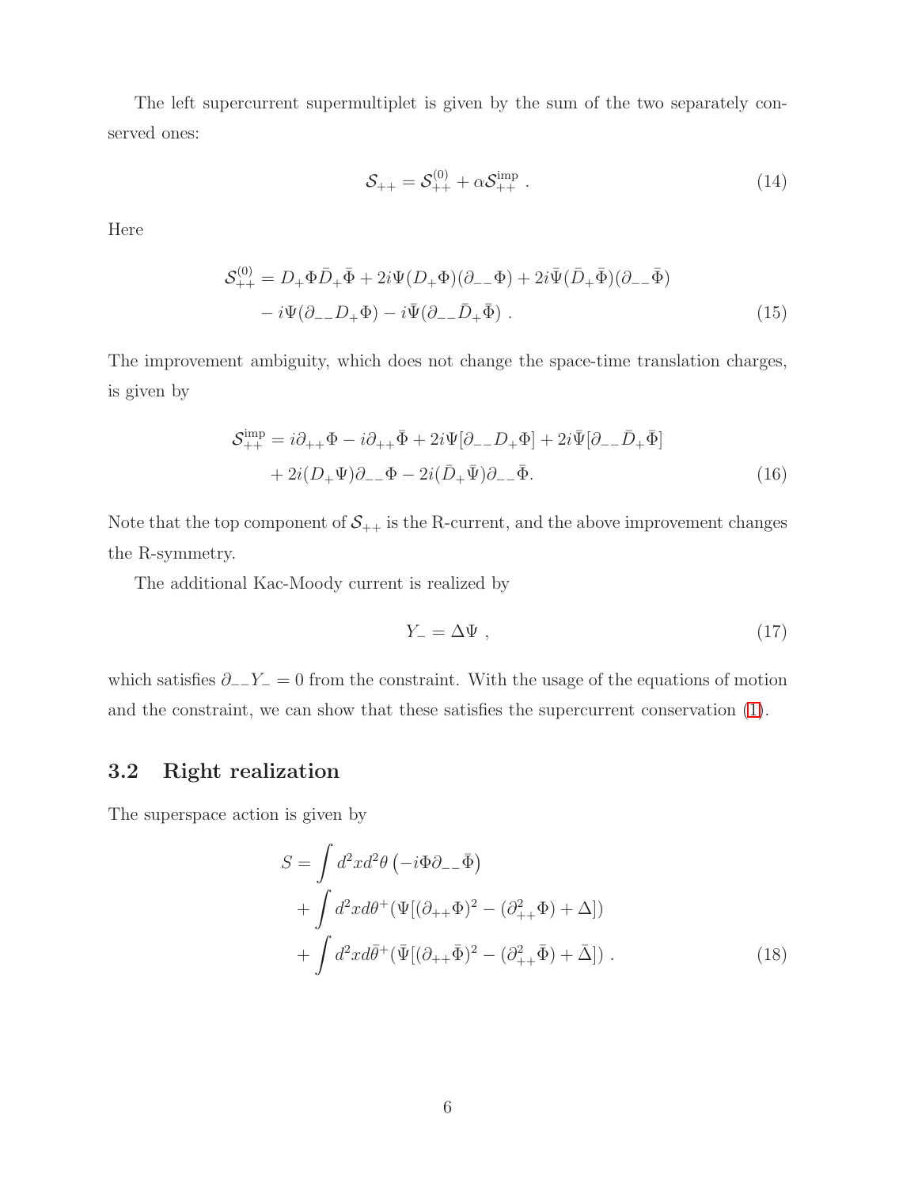The left supercurrent supermultiplet is given by the sum of the two separately conserved ones:

$$
\mathcal{S}_{++} = \mathcal{S}_{++}^{(0)} + \alpha \mathcal{S}_{++}^{\text{imp}} \ . \tag{14}
$$

Here

$$
\begin{aligned}
\mathcal{S}_{++}^{(0)} &= D_+\Phi \bar{D}_+\bar{\Phi} + 2i\Psi(D_+\Phi)(\partial_{--}\Phi) + 2i\bar{\Psi}(\bar{D}_+\bar{\Phi})(\partial_{--}\bar{\Phi}) \\
&\quad - i\Psi(\partial_{--}D_+\Phi) - i\bar{\Psi}(\partial_{--}\bar{D}_+\bar{\Phi}) \ .
\end{aligned} \tag{15}
$$

The improvement ambiguity, which does not change the space-time translation charges, is given by

$$
\begin{aligned}
\mathcal{S}_{++}^{\text{imp}} &= i\partial_{++}\Phi - i\partial_{++}\bar{\Phi} + 2i\Psi[\partial_{--}D_+\Phi] + 2i\bar{\Psi}[\partial_{--}\bar{D}_+\bar{\Phi}] \\
&\quad + 2i(D_+\Psi)\partial_{--}\Phi - 2i(\bar{D}_+\bar{\Psi})\partial_{--}\bar{\Phi}.
\end{aligned} \tag{16}
$$

Note that the top component of $\mathcal{S}_{++}$ is the R-current, and the above improvement changes the R-symmetry.

The additional Kac-Moody current is realized by

$$
Y_- = \Delta \Psi \ , \tag{17}
$$

which satisfies $\partial_{--}Y_- = 0$ from the constraint. With the usage of the equations of motion and the constraint, we can show that these satisfies the supercurrent conservation (1).

## 3.2 Right realization

The superspace action is given by

$$
\begin{aligned}
S &= \int d^2x d^2\theta \left(-i\Phi\partial_{--}\bar{\Phi}\right) \\
&\quad + \int d^2x d\theta^+ (\Psi[(\partial_{++}\Phi)^2 - (\partial_{++}^2\Phi) + \Delta]) \\
&\quad + \int d^2x d\bar{\theta}^+ (\bar{\Psi}[(\partial_{++}\bar{\Phi})^2 - (\partial_{++}^2\bar{\Phi}) + \bar{\Delta}]) \ .
\end{aligned} \tag{18}
$$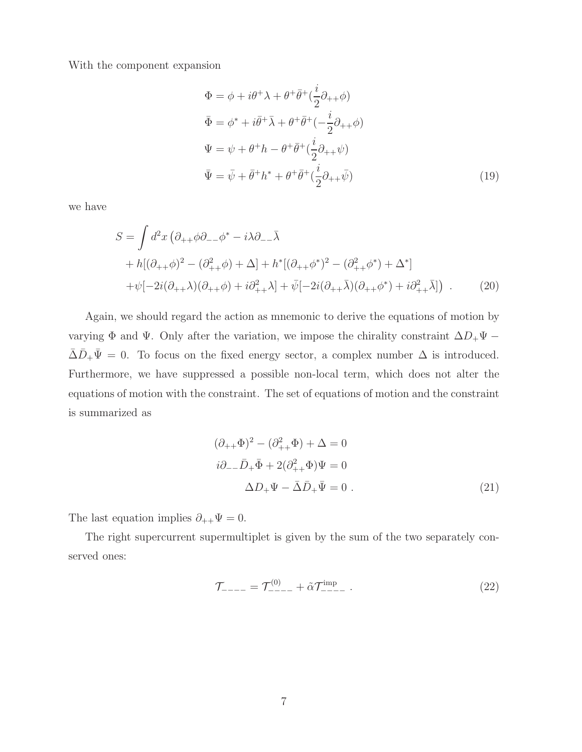With the component expansion

$$
\begin{aligned}
\Phi &= \phi + i\theta^+\lambda + \theta^+\bar{\theta}^+(\frac{i}{2}\partial_{++}\phi) \\
\bar{\Phi} &= \phi^* + i\bar{\theta}^+\bar{\lambda} + \theta^+\bar{\theta}^+(-\frac{i}{2}\partial_{++}\phi) \\
\Psi &= \psi + \theta^+ h - \theta^+\bar{\theta}^+(\frac{i}{2}\partial_{++}\psi) \\
\bar{\Psi} &= \bar{\psi} + \bar{\theta}^+ h^* + \theta^+\bar{\theta}^+(\frac{i}{2}\partial_{++}\bar{\psi})
\end{aligned}
\tag{19}
$$

we have

$$
\begin{aligned}
S = \int d^2x \big( &\partial_{++}\phi\partial_{--}\phi^* - i\lambda\partial_{--}\bar{\lambda} \\
&+ h[(\partial_{++}\phi)^2 - (\partial_{++}^2\phi) + \Delta] + h^*[(\partial_{++}\phi^*)^2 - (\partial_{++}^2\phi^*) + \Delta^*] \\
&+\psi[-2i(\partial_{++}\lambda)(\partial_{++}\phi) + i\partial_{++}^2\lambda] + \bar{\psi}[-2i(\partial_{++}\bar{\lambda})(\partial_{++}\phi^*) + i\partial_{++}^2\bar{\lambda}]\big) \ .
\end{aligned}
\tag{20}
$$

Again, we should regard the action as mnemonic to derive the equations of motion by varying $\Phi$ and $\Psi$. Only after the variation, we impose the chirality constraint $\Delta D_+\Psi - \bar{\Delta}\bar{D}_+\bar{\Psi} = 0$. To focus on the fixed energy sector, a complex number $\Delta$ is introduced. Furthermore, we have suppressed a possible non-local term, which does not alter the equations of motion with the constraint. The set of equations of motion and the constraint is summarized as

$$
\begin{aligned}
(\partial_{++}\Phi)^2 - (\partial_{++}^2\Phi) + \Delta &= 0 \\
i\partial_{--}\bar{D}_+\bar{\Phi} + 2(\partial_{++}^2\Phi)\Psi &= 0 \\
\Delta D_+\Psi - \bar{\Delta}\bar{D}_+\bar{\Psi} &= 0 \ .
\end{aligned}
\tag{21}
$$

The last equation implies $\partial_{++}\Psi = 0$.

The right supercurrent supermultiplet is given by the sum of the two separately conserved ones:

$$
\mathcal{T}_{----} = \mathcal{T}^{(0)}_{----} + \tilde{\alpha}\mathcal{T}^{\rm imp}_{----} \ . \tag{22}
$$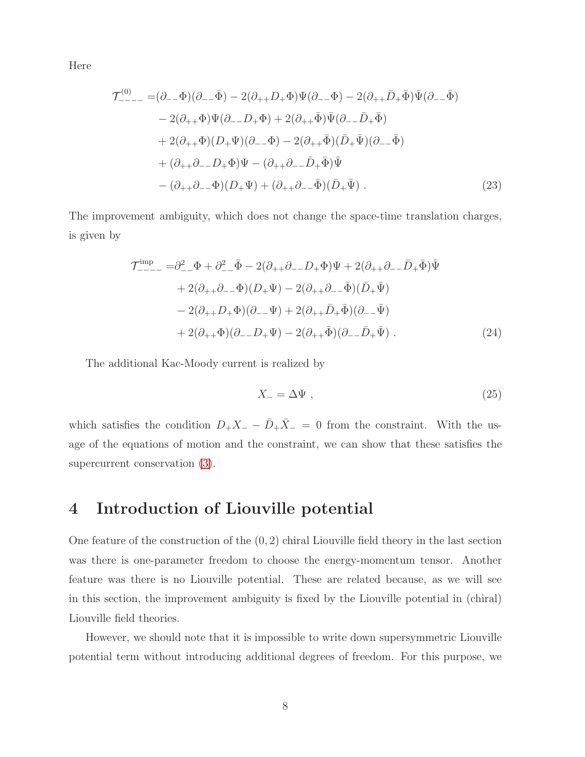Here

$$
\begin{aligned}
\mathcal{T}^{(0)}_{----} =&(\partial_{--}\Phi)(\partial_{--}\bar{\Phi}) - 2(\partial_{++}D_+\Phi)\Psi(\partial_{--}\Phi) - 2(\partial_{++}\bar{D}_+\bar{\Phi})\bar{\Psi}(\partial_{--}\bar{\Phi}) \\
&- 2(\partial_{++}\Phi)\Psi(\partial_{--}D_+\Phi) + 2(\partial_{++}\bar{\Phi})\bar{\Psi}(\partial_{--}\bar{D}_+\bar{\Phi}) \\
&+ 2(\partial_{++}\Phi)(D_+\Psi)(\partial_{--}\Phi) - 2(\partial_{++}\bar{\Phi})(\bar{D}_+\bar{\Psi})(\partial_{--}\bar{\Phi}) \\
&+ (\partial_{++}\partial_{--}D_+\Phi)\Psi - (\partial_{++}\partial_{--}\bar{D}_+\bar{\Phi})\bar{\Psi} \\
&- (\partial_{++}\partial_{--}\Phi)(D_+\Psi) + (\partial_{++}\partial_{--}\bar{\Phi})(\bar{D}_+\bar{\Psi}) \ . 
\end{aligned} \tag{23}
$$

The improvement ambiguity, which does not change the space-time translation charges, is given by

$$
\begin{aligned}
\mathcal{T}^{\mathrm{imp}}_{----} =&\partial^2_{--}\Phi + \partial^2_{--}\bar{\Phi} - 2(\partial_{++}\partial_{--}D_+\Phi)\Psi + 2(\partial_{++}\partial_{--}\bar{D}_+\bar{\Phi})\bar{\Psi} \\
&+ 2(\partial_{++}\partial_{--}\Phi)(D_+\Psi) - 2(\partial_{++}\partial_{--}\bar{\Phi})(\bar{D}_+\bar{\Psi}) \\
&- 2(\partial_{++}D_+\Phi)(\partial_{--}\Psi) + 2(\partial_{++}\bar{D}_+\bar{\Phi})(\partial_{--}\bar{\Psi}) \\
&+ 2(\partial_{++}\Phi)(\partial_{--}D_+\Psi) - 2(\partial_{++}\bar{\Phi})(\partial_{--}\bar{D}_+\bar{\Psi}) \ . 
\end{aligned} \tag{24}
$$

The additional Kac-Moody current is realized by

$$
X_- = \Delta\Psi \ , \tag{25}
$$

which satisfies the condition $D_+X_- - \bar{D}_+\bar{X}_- = 0$ from the constraint. With the usage of the equations of motion and the constraint, we can show that these satisfies the supercurrent conservation (3).

# 4 Introduction of Liouville potential

One feature of the construction of the $(0,2)$ chiral Liouville field theory in the last section was there is one-parameter freedom to choose the energy-momentum tensor. Another feature was there is no Liouville potential. These are related because, as we will see in this section, the improvement ambiguity is fixed by the Liouville potential in (chiral) Liouville field theories.

However, we should note that it is impossible to write down supersymmetric Liouville potential term without introducing additional degrees of freedom. For this purpose, we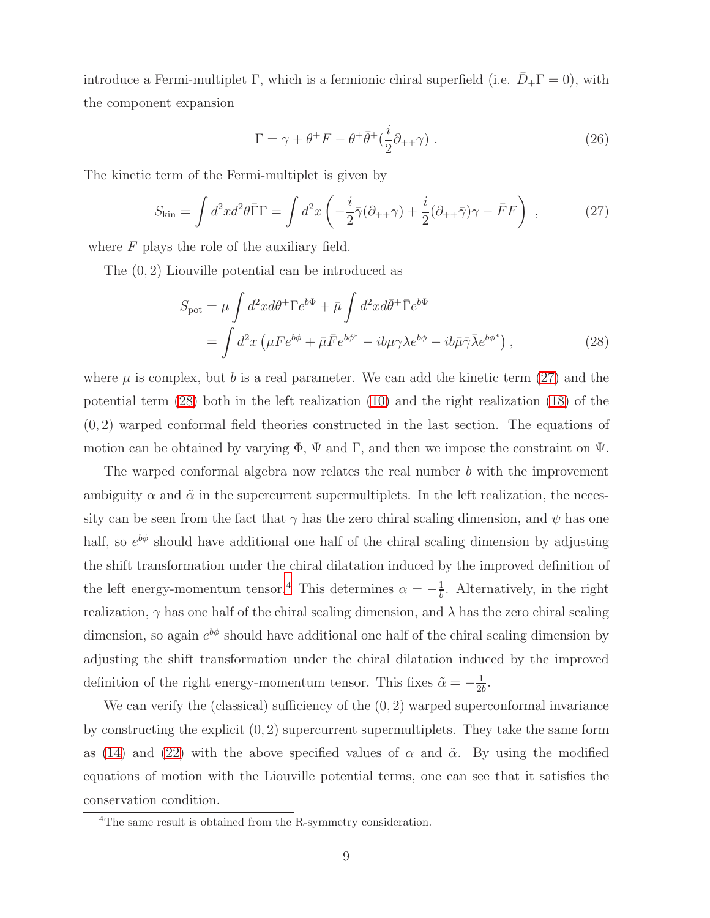introduce a Fermi-multiplet $\Gamma$, which is a fermionic chiral superfield (i.e. $\bar{D}_+\Gamma = 0$), with the component expansion

$$\Gamma = \gamma + \theta^+ F - \theta^+\bar{\theta}^+(\frac{i}{2}\partial_{++}\gamma) \ . \tag{26}$$

The kinetic term of the Fermi-multiplet is given by

$$S_{\text{kin}} = \int d^2x d^2\theta \bar{\Gamma}\Gamma = \int d^2x \left( -\frac{i}{2}\bar{\gamma}(\partial_{++}\gamma) + \frac{i}{2}(\partial_{++}\bar{\gamma})\gamma - \bar{F}F \right) \ , \tag{27}$$

where $F$ plays the role of the auxiliary field.

The $(0,2)$ Liouville potential can be introduced as

$$\begin{aligned} S_{\text{pot}} &= \mu \int d^2x d\theta^+ \Gamma e^{b\Phi} + \bar{\mu} \int d^2x d\bar{\theta}^+ \bar{\Gamma} e^{b\bar{\Phi}} \\ &= \int d^2x \left( \mu F e^{b\phi} + \bar{\mu}\bar{F} e^{b\phi^*} - ib\mu\gamma\lambda e^{b\phi} - ib\bar{\mu}\bar{\gamma}\bar{\lambda} e^{b\phi^*} \right) , \end{aligned} \tag{28}$$

where $\mu$ is complex, but $b$ is a real parameter. We can add the kinetic term (27) and the potential term (28) both in the left realization (10) and the right realization (18) of the $(0,2)$ warped conformal field theories constructed in the last section. The equations of motion can be obtained by varying $\Phi$, $\Psi$ and $\Gamma$, and then we impose the constraint on $\Psi$.

The warped conformal algebra now relates the real number $b$ with the improvement ambiguity $\alpha$ and $\tilde{\alpha}$ in the supercurrent supermultiplets. In the left realization, the necessity can be seen from the fact that $\gamma$ has the zero chiral scaling dimension, and $\psi$ has one half, so $e^{b\phi}$ should have additional one half of the chiral scaling dimension by adjusting the shift transformation under the chiral dilatation induced by the improved definition of the left energy-momentum tensor.[4] This determines $\alpha = -\frac{1}{b}$. Alternatively, in the right realization, $\gamma$ has one half of the chiral scaling dimension, and $\lambda$ has the zero chiral scaling dimension, so again $e^{b\phi}$ should have additional one half of the chiral scaling dimension by adjusting the shift transformation under the chiral dilatation induced by the improved definition of the right energy-momentum tensor. This fixes $\tilde{\alpha} = -\frac{1}{2b}$.

We can verify the (classical) sufficiency of the $(0,2)$ warped superconformal invariance by constructing the explicit $(0,2)$ supercurrent supermultiplets. They take the same form as (14) and (22) with the above specified values of $\alpha$ and $\tilde{\alpha}$. By using the modified equations of motion with the Liouville potential terms, one can see that it satisfies the conservation condition.

[4] The same result is obtained from the R-symmetry consideration.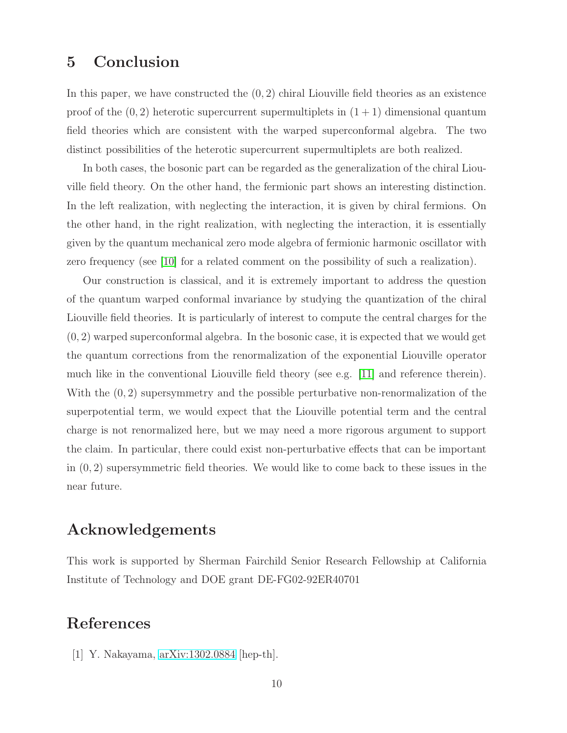## 5 Conclusion

In this paper, we have constructed the $(0,2)$ chiral Liouville field theories as an existence proof of the $(0,2)$ heterotic supercurrent supermultiplets in $(1+1)$ dimensional quantum field theories which are consistent with the warped superconformal algebra. The two distinct possibilities of the heterotic supercurrent supermultiplets are both realized.

In both cases, the bosonic part can be regarded as the generalization of the chiral Liouville field theory. On the other hand, the fermionic part shows an interesting distinction. In the left realization, with neglecting the interaction, it is given by chiral fermions. On the other hand, in the right realization, with neglecting the interaction, it is essentially given by the quantum mechanical zero mode algebra of fermionic harmonic oscillator with zero frequency (see [10] for a related comment on the possibility of such a realization).

Our construction is classical, and it is extremely important to address the question of the quantum warped conformal invariance by studying the quantization of the chiral Liouville field theories. It is particularly of interest to compute the central charges for the $(0,2)$ warped superconformal algebra. In the bosonic case, it is expected that we would get the quantum corrections from the renormalization of the exponential Liouville operator much like in the conventional Liouville field theory (see e.g. [11] and reference therein). With the $(0,2)$ supersymmetry and the possible perturbative non-renormalization of the superpotential term, we would expect that the Liouville potential term and the central charge is not renormalized here, but we may need a more rigorous argument to support the claim. In particular, there could exist non-perturbative effects that can be important in $(0,2)$ supersymmetric field theories. We would like to come back to these issues in the near future.

## Acknowledgements

This work is supported by Sherman Fairchild Senior Research Fellowship at California Institute of Technology and DOE grant DE-FG02-92ER40701

## References

[1] Y. Nakayama, arXiv:1302.0884 [hep-th].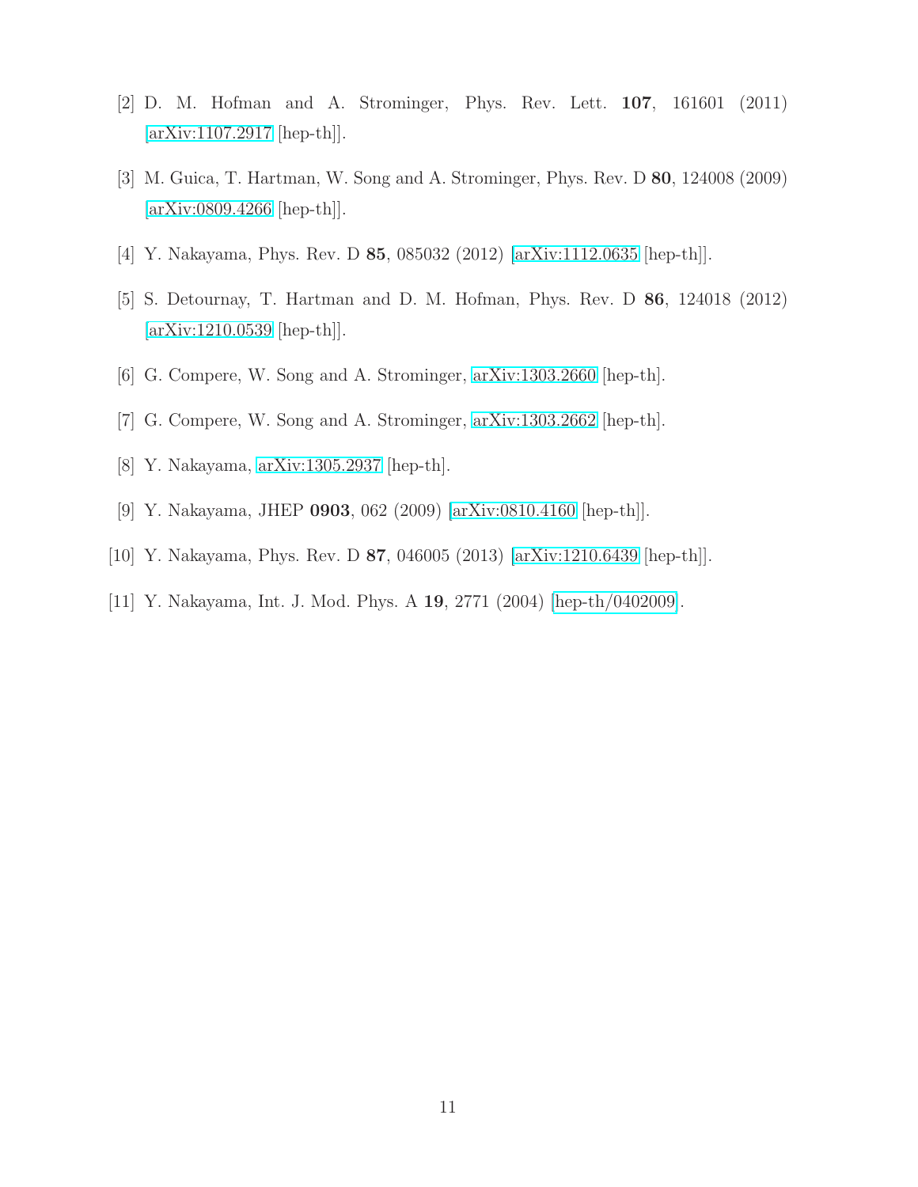[2] D. M. Hofman and A. Strominger, Phys. Rev. Lett. **107**, 161601 (2011) [arXiv:1107.2917 [hep-th]].

[3] M. Guica, T. Hartman, W. Song and A. Strominger, Phys. Rev. D **80**, 124008 (2009) [arXiv:0809.4266 [hep-th]].

[4] Y. Nakayama, Phys. Rev. D **85**, 085032 (2012) [arXiv:1112.0635 [hep-th]].

[5] S. Detournay, T. Hartman and D. M. Hofman, Phys. Rev. D **86**, 124018 (2012) [arXiv:1210.0539 [hep-th]].

[6] G. Compere, W. Song and A. Strominger, arXiv:1303.2660 [hep-th].

[7] G. Compere, W. Song and A. Strominger, arXiv:1303.2662 [hep-th].

[8] Y. Nakayama, arXiv:1305.2937 [hep-th].

[9] Y. Nakayama, JHEP **0903**, 062 (2009) [arXiv:0810.4160 [hep-th]].

[10] Y. Nakayama, Phys. Rev. D **87**, 046005 (2013) [arXiv:1210.6439 [hep-th]].

[11] Y. Nakayama, Int. J. Mod. Phys. A **19**, 2771 (2004) [hep-th/0402009].